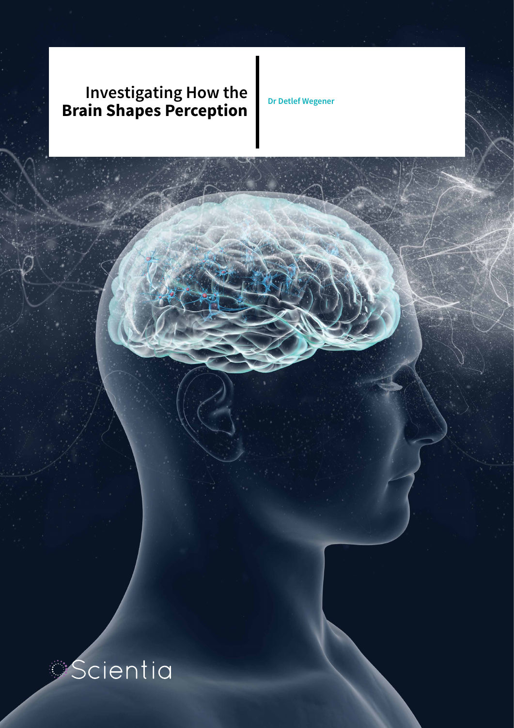# Investigating How the Brain Shapes Perception

**Dr Detlef Wegener**

Scientia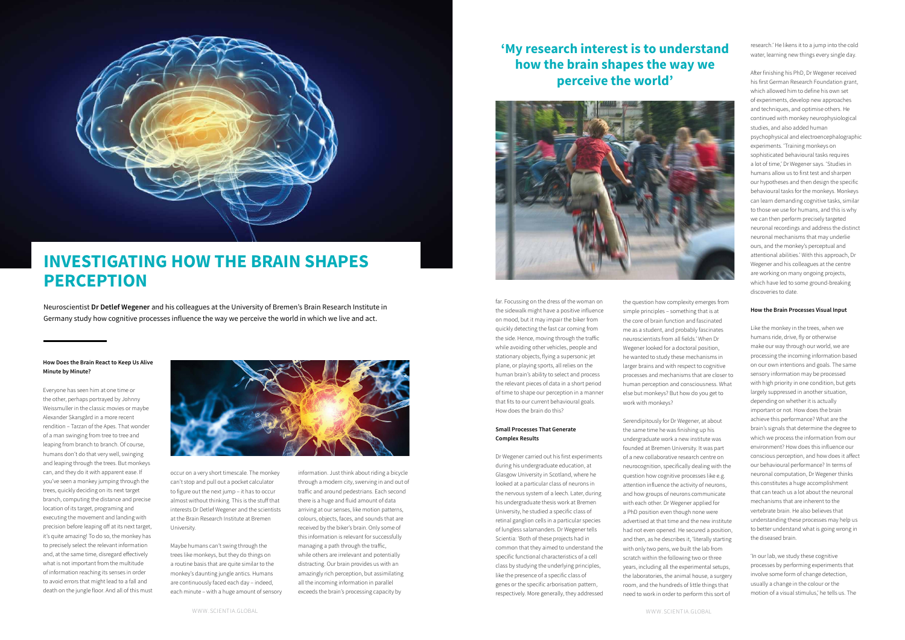# INVESTIGATING HOW THE BRAIN SHAPES PERCEPTION

Neuroscientist **Dr Detlef Wegener** and his colleagues at the University of Bremen's Brain Research Institute in Germany study how cognitive processes influence the way we perceive the world in which we live and act.

### How Does the Brain React to Keep Us Alive Minute by Minute?

Everyone has seen him at one time or the other, perhaps portrayed by Johnny Weissmuller in the classic movies or maybe Alexander Skarsgård in a more recent rendition – Tarzan of the Apes. That wonder of a man swinging from tree to tree and leaping from branch to branch. Of course, humans don't do that very well, swinging and leaping through the trees. But monkeys can, and they do it with apparent ease. If you've seen a monkey jumping through the trees, quickly deciding on its next target branch, computing the distance and precise location of its target, programing and executing the movement and landing with precision before leaping off at its next target, it's quite amazing! To do so, the monkey has to precisely select the relevant information and, at the same time, disregard effectively what is not important from the multitude of information reaching its senses in order to avoid errors that might lead to a fall and death on the jungle floor. And all of this must occur on a very short timescale. The monkey can't stop and pull out a pocket calculator to figure out the next jump – it has to occur almost without thinking. This is the stuff that interests Dr Detlef Wegener and the scientists at the Brain Research Institute at Bremen University.

Maybe humans can't swing through the trees like monkeys, but they do things on a routine basis that are quite similar to the monkey's daunting jungle antics. Humans are continuously faced each day – indeed, each minute – with a huge amount of sensory information. Just think about riding a bicycle through a modern city, swerving in and out of traffic and around pedestrians. Each second there is a huge and fluid amount of data arriving at our senses, like motion patterns, colours, objects, faces, and sounds that are received by the biker's brain. Only some of this information is relevant for successfully managing a path through the traffic, while others are irrelevant and potentially distracting. Our brain provides us with an amazingly rich perception, but assimilating all the incoming information in parallel exceeds the brain's processing capacity by far. Focussing on the dress of the woman on the sidewalk might have a positive influence on mood, but it may impair the biker from quickly detecting the fast car coming from the side. Hence, moving through the traffic while avoiding other vehicles, people and stationary objects, flying a supersonic jet plane, or playing sports, all relies on the human brain's ability to select and process the relevant pieces of data in a short period of time to shape our perception in a manner that fits to our current behavioural goals. How does the brain do this?

## 'My research interest is to understand how the brain shapes the way we perceive the world'

### Small Processes That Generate Complex Results

Dr Wegener carried out his first experiments during his undergraduate education, at Glasgow University in Scotland, where he looked at a particular class of neurons in the nervous system of a leech. Later, during his undergraduate thesis work at Bremen University, he studied a specific class of retinal ganglion cells in a particular species of lungless salamanders. Dr Wegener tells Scientia: 'Both of these projects had in common that they aimed to understand the specific functional characteristics of a cell class by studying the underlying principles, like the presence of a specific class of genes or the specific arborisation pattern, respectively. More generally, they addressed the question how complexity emerges from simple principles – something that is at the core of brain function and fascinated me as a student, and probably fascinates neuroscientists from all fields.' When Dr Wegener looked for a doctoral position, he wanted to study these mechanisms in larger brains and with respect to cognitive processes and mechanisms that are closer to human perception and consciousness. What else but monkeys? But how do you get to work with monkeys?

Serendipitously for Dr Wegener, at about the same time he was finishing up his undergraduate work a new institute was founded at Bremen University. It was part of a new collaborative research centre on neurocognition, specifically dealing with the question how cognitive processes like e.g. attention influence the activity of neurons, and how groups of neurons communicate with each other. Dr Wegener applied for a PhD position even though none were advertised at that time and the new institute had not even opened. He secured a position, and then, as he describes it, 'literally starting with only two pens, we built the lab from scratch within the following two or three years, including all the experimental setups, the laboratories, the animal house, a surgery room, and the hundreds of little things that need to work in order to perform this sort of research.' He likens it to a jump into the cold water, learning new things every single day.

After finishing his PhD, Dr Wegener received his first German Research Foundation grant, which allowed him to define his own set of experiments, develop new approaches and techniques, and optimise others. He continued with monkey neurophysiological studies, and also added human psychophysical and electroencephalographic experiments. 'Training monkeys on sophisticated behavioural tasks requires a lot of time,' Dr Wegener says. 'Studies in humans allow us to first test and sharpen our hypotheses and then design the specific behavioural tasks for the monkeys. Monkeys can learn demanding cognitive tasks, similar to those we use for humans, and this is why we can then perform precisely targeted neuronal recordings and address the distinct neuronal mechanisms that may underlie ours, and the monkey's perceptual and attentional abilities.' With this approach, Dr Wegener and his colleagues at the centre are working on many ongoing projects, which have led to some ground-breaking discoveries to date.

### How the Brain Processes Visual Input

Like the monkey in the trees, when we humans ride, drive, fly or otherwise make our way through our world, we are processing the incoming information based on our own intentions and goals. The same sensory information may be processed with high priority in one condition, but gets largely suppressed in another situation, depending on whether it is actually important or not. How does the brain achieve this performance? What are the brain's signals that determine the degree to which we process the information from our environment? How does this influence our conscious perception, and how does it affect our behavioural performance? In terms of neuronal computation, Dr Wegener thinks this constitutes a huge accomplishment that can teach us a lot about the neuronal mechanisms that are inherent to the vertebrate brain. He also believes that understanding these processes may help us to better understand what is going wrong in the diseased brain.

'In our lab, we study these cognitive processes by performing experiments that involve some form of change detection, usually a change in the colour or the motion of a visual stimulus,' he tells us. The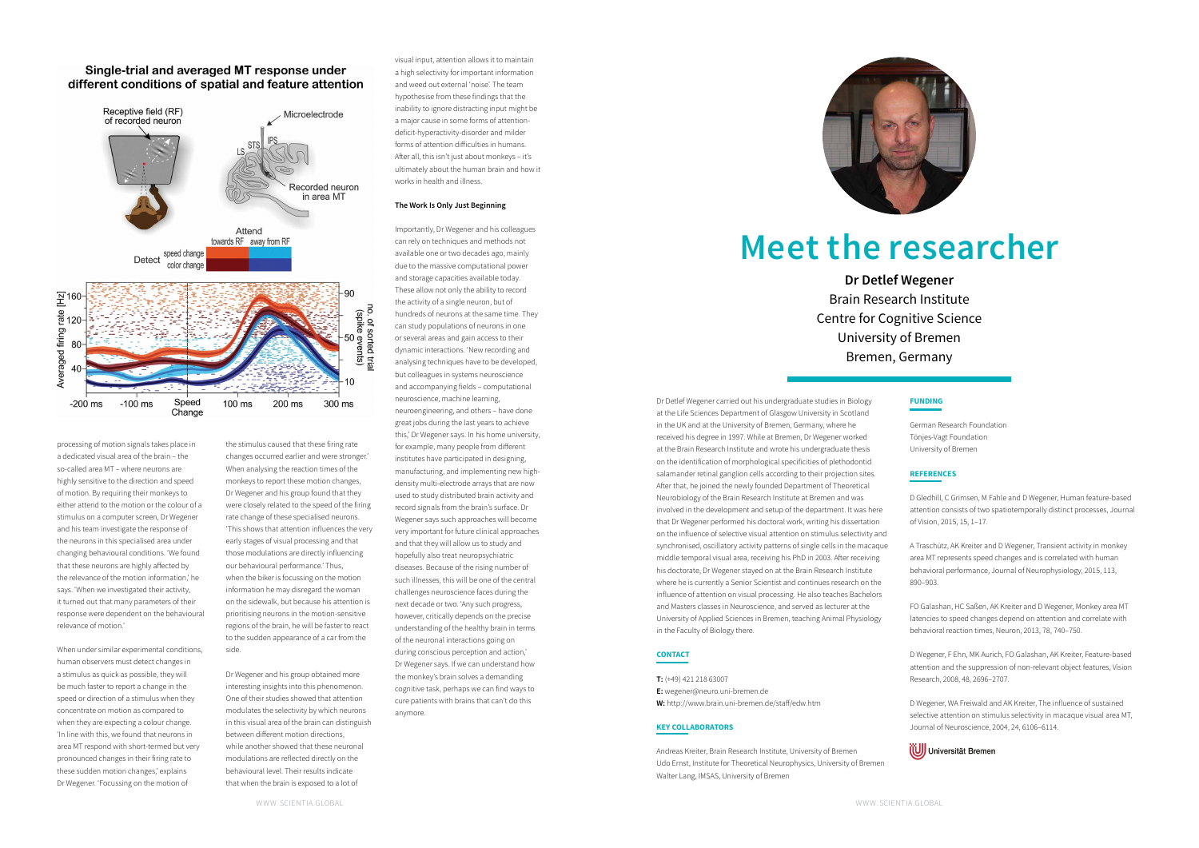## Single-trial and averaged MT response under different conditions of spatial and feature attention

Receptive field (RF) of recorded neuron

Microelectrode

LS STS IPS

Recorded neuron in area MT

Attend
towards RF away from RF

Detect speed change
color change

Averaged firing rate [Hz]

160
120
80
40

-200 ms -100 ms Speed Change 100 ms 200 ms 300 ms

no. of sorted trial (spike events)

90
50
10

processing of motion signals takes place in a dedicated visual area of the brain – the so-called area MT – where neurons are highly sensitive to the direction and speed of motion. By requiring their monkeys to either attend to the motion or the colour of a stimulus on a computer screen, Dr Wegener and his team investigate the response of the neurons in this specialised area under changing behavioural conditions. 'We found that these neurons are highly affected by the relevance of the motion information,' he says. 'When we investigated their activity, it turned out that many parameters of their response were dependent on the behavioural relevance of motion.'

When under similar experimental conditions, human observers must detect changes in a stimulus as quick as possible, they will be much faster to report a change in the speed or direction of a stimulus when they concentrate on motion as compared to when they are expecting a colour change. 'In line with this, we found that neurons in area MT respond with short-termed but very pronounced changes in their firing rate to these sudden motion changes,' explains Dr Wegener. 'Focussing on the motion of the stimulus caused that these firing rate changes occurred earlier and were stronger.' When analysing the reaction times of the monkeys to report these motion changes, Dr Wegener and his group found that they were closely related to the speed of the firing rate change of these specialised neurons. 'This shows that attention influences the very early stages of visual processing and that those modulations are directly influencing our behavioural performance.' Thus, when the biker is focussing on the motion information he may disregard the woman on the sidewalk, but because his attention is prioritising neurons in the motion-sensitive regions of the brain, he will be faster to react to the sudden appearance of a car from the side.

Dr Wegener and his group obtained more interesting insights into this phenomenon. One of their studies showed that attention modulates the selectivity by which neurons in this visual area of the brain can distinguish between different motion directions, while another showed that these neuronal modulations are reflected directly on the behavioural level. Their results indicate that when the brain is exposed to a lot of visual input, attention allows it to maintain a high selectivity for important information and weed out external 'noise'. The team hypothesise from these findings that the inability to ignore distracting input might be a major cause in some forms of attention-deficit-hyperactivity-disorder and milder forms of attention difficulties in humans. After all, this isn't just about monkeys – it's ultimately about the human brain and how it works in health and illness.

### The Work Is Only Just Beginning

Importantly, Dr Wegener and his colleagues can rely on techniques and methods not available one or two decades ago, mainly due to the massive computational power and storage capacities available today. These allow not only the ability to record the activity of a single neuron, but of hundreds of neurons at the same time. They can study populations of neurons in one or several areas and gain access to their dynamic interactions. 'New recording and analysing techniques have to be developed, but colleagues in systems neuroscience and accompanying fields – computational neuroscience, machine learning, neuroengineering, and others – have done great jobs during the last years to achieve this,' Dr Wegener says. In his home university, for example, many people from different institutes have participated in designing, manufacturing, and implementing new high-density multi-electrode arrays that are now used to study distributed brain activity and record signals from the brain's surface. Dr Wegener says such approaches will become very important for future clinical approaches and that they will allow us to study and hopefully also treat neuropsychiatric diseases. Because of the rising number of such illnesses, this will be one of the central challenges neuroscience faces during the next decade or two. 'Any such progress, however, critically depends on the precise understanding of the healthy brain in terms of the neuronal interactions going on during conscious perception and action,' Dr Wegener says. If we can understand how the monkey's brain solves a demanding cognitive task, perhaps we can find ways to cure patients with brains that can't do this anymore.

# Meet the researcher

**Dr Detlef Wegener**
Brain Research Institute
Centre for Cognitive Science
University of Bremen
Bremen, Germany

Dr Detlef Wegener carried out his undergraduate studies in Biology at the Life Sciences Department of Glasgow University in Scotland in the UK and at the University of Bremen, Germany, where he received his degree in 1997. While at Bremen, Dr Wegener worked at the Brain Research Institute and wrote his undergraduate thesis on the identification of morphological specificities of plethodontid salamander retinal ganglion cells according to their projection sites. After that, he joined the newly founded Department of Theoretical Neurobiology of the Brain Research Institute at Bremen and was involved in the development and setup of the department. It was here that Dr Wegener performed his doctoral work, writing his dissertation on the influence of selective visual attention on stimulus selectivity and synchronised, oscillatory activity patterns of single cells in the macaque middle temporal visual area, receiving his PhD in 2003. After receiving his doctorate, Dr Wegener stayed on at the Brain Research Institute where he is currently a Senior Scientist and continues research on the influence of attention on visual processing. He also teaches Bachelors and Masters classes in Neuroscience, and served as lecturer at the University of Applied Sciences in Bremen, teaching Animal Physiology in the Faculty of Biology there.

#### CONTACT

**T:** (+49) 421 218 63007
**E:** wegener@neuro.uni-bremen.de
**W:** http://www.brain.uni-bremen.de/staff/edw.htm

#### KEY COLLABORATORS

Andreas Kreiter, Brain Research Institute, University of Bremen
Udo Ernst, Institute for Theoretical Neurophysics, University of Bremen
Walter Lang, IMSAS, University of Bremen

#### FUNDING

German Research Foundation
Tönjes-Vagt Foundation
University of Bremen

#### REFERENCES

D Gledhill, C Grimsen, M Fahle and D Wegener, Human feature-based attention consists of two spatiotemporally distinct processes, Journal of Vision, 2015, 15, 1–17.

A Traschütz, AK Kreiter and D Wegener, Transient activity in monkey area MT represents speed changes and is correlated with human behavioral performance, Journal of Neurophysiology, 2015, 113, 890–903.

FO Galashan, HC Saßen, AK Kreiter and D Wegener, Monkey area MT latencies to speed changes depend on attention and correlate with behavioral reaction times, Neuron, 2013, 78, 740–750.

D Wegener, F Ehn, MK Aurich, FO Galashan, AK Kreiter, Feature-based attention and the suppression of non-relevant object features, Vision Research, 2008, 48, 2696–2707.

D Wegener, WA Freiwald and AK Kreiter, The influence of sustained selective attention on stimulus selectivity in macaque visual area MT, Journal of Neuroscience, 2004, 24, 6106–6114.

Universität Bremen